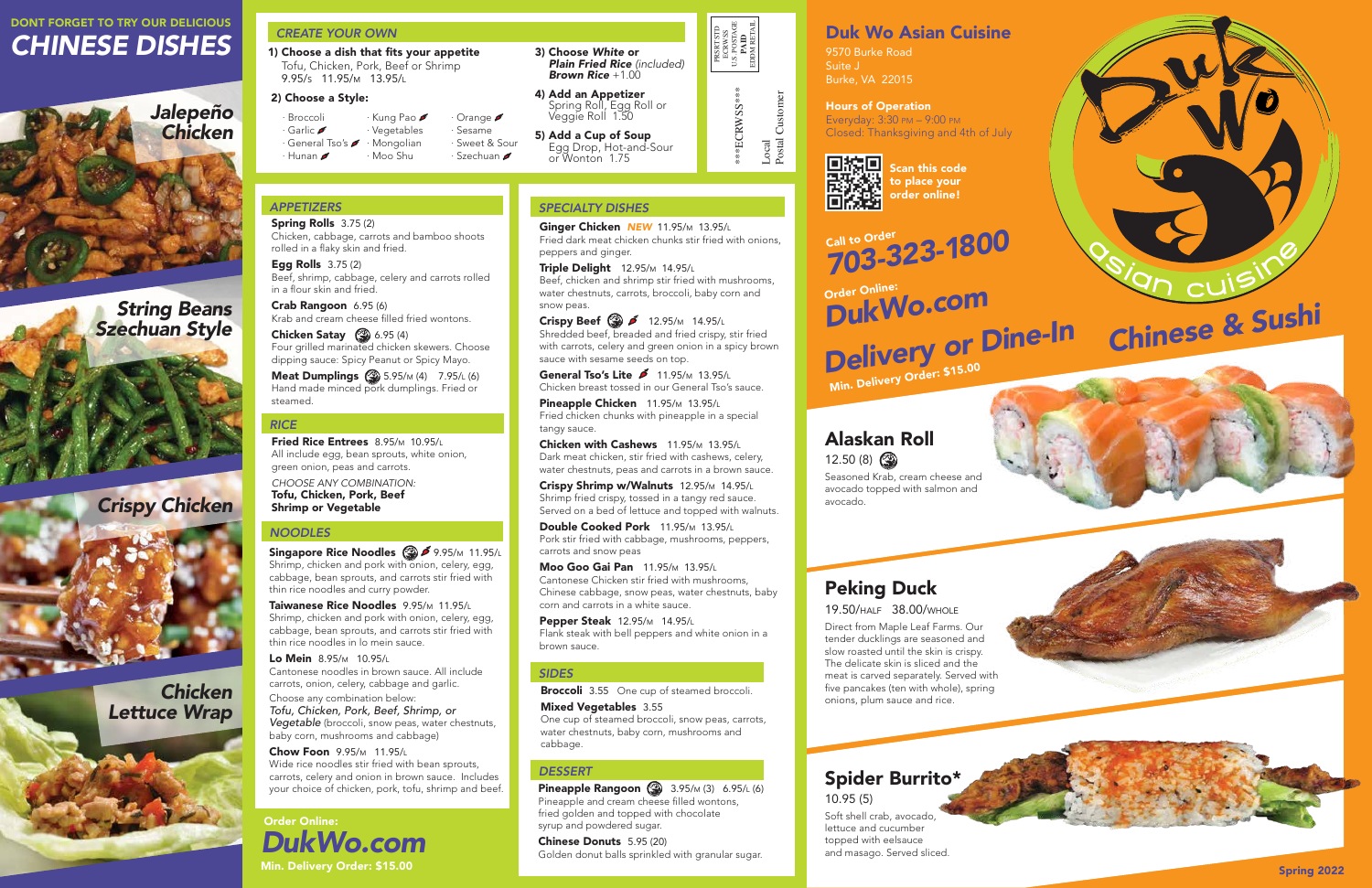# DONT FORGET TO TRY OUR DELICIOUS *CHINESE DISHES*

*Jalepeño Chicken*

*String Beans Szechuan Style*

*Crispy Chicken*

*Chicken Lettuce Wrap*

## *CREATE YOUR OWN*

**1) Choose a dish that fits your appetite**
Tofu, Chicken, Pork, Beef or Shrimp
9.95/S 11.95/M 13.95/L

**2) Choose a Style:**

- Broccoli
- Garlic
- General Tso's
- Hunan
- Kung Pao
- Vegetables
- Mongolian
- Moo Shu
- Orange
- Sesame
- Sweet & Sour
- Szechuan

**3) Choose *White* or *Plain Fried Rice (included)* *Brown Rice* +1.00**

**4) Add an Appetizer**
Spring Roll, Egg Roll or Veggie Roll 1.50

**5) Add a Cup of Soup**
Egg Drop, Hot-and-Sour or Wonton 1.75

PRSRT STD
ECRWSS
U.S. POSTAGE
PAID
EDDM RETAIL

***ECRWSS***
Local
Postal Customer

## *APPETIZERS*

**Spring Rolls** 3.75 (2)
Chicken, cabbage, carrots and bamboo shoots rolled in a flaky skin and fried.

**Egg Rolls** 3.75 (2)
Beef, shrimp, cabbage, celery and carrots rolled in a flour skin and fried.

**Crab Rangoon** 6.95 (6)
Krab and cream cheese filled fried wontons.

**Chicken Satay** 6.95 (4)
Four grilled marinated chicken skewers. Choose dipping sauce: Spicy Peanut or Spicy Mayo.

**Meat Dumplings** 5.95/M (4) 7.95/L (6)
Hand made minced pork dumplings. Fried or steamed.

## *RICE*

**Fried Rice Entrees** 8.95/M 10.95/L
All include egg, bean sprouts, white onion, green onion, peas and carrots.

*CHOOSE ANY COMBINATION:*
**Tofu, Chicken, Pork, Beef Shrimp or Vegetable**

## *NOODLES*

**Singapore Rice Noodles** 9.95/M 11.95/L
Shrimp, chicken and pork with onion, celery, egg, cabbage, bean sprouts, and carrots stir fried with thin rice noodles and curry powder.

**Taiwanese Rice Noodles** 9.95/M 11.95/L
Shrimp, chicken and pork with onion, celery, egg, cabbage, bean sprouts, and carrots stir fried with thin rice noodles in lo mein sauce.

**Lo Mein** 8.95/M 10.95/L
Cantonese noodles in brown sauce. All include carrots, onion, celery, cabbage and garlic.
Choose any combination below:
*Tofu, Chicken, Pork, Beef, Shrimp, or Vegetable* (broccoli, snow peas, water chestnuts, baby corn, mushrooms and cabbage)

**Chow Foon** 9.95/M 11.95/L
Wide rice noodles stir fried with bean sprouts, carrots, celery and onion in brown sauce. Includes your choice of chicken, pork, tofu, shrimp and beef.

**Order Online:**
*DukWo.com*
**Min. Delivery Order: $15.00**

## *SPECIALTY DISHES*

**Ginger Chicken** *NEW* 11.95/M 13.95/L
Fried dark meat chicken chunks stir fried with onions, peppers and ginger.

**Triple Delight** 12.95/M 14.95/L
Beef, chicken and shrimp stir fried with mushrooms, water chestnuts, carrots, broccoli, baby corn and snow peas.

**Crispy Beef** 12.95/M 14.95/L
Shredded beef, breaded and fried crispy, stir fried with carrots, celery and green onion in a spicy brown sauce with sesame seeds on top.

**General Tso's Lite** 11.95/M 13.95/L
Chicken breast tossed in our General Tso's sauce.

**Pineapple Chicken** 11.95/M 13.95/L
Fried chicken chunks with pineapple in a special tangy sauce.

**Chicken with Cashews** 11.95/M 13.95/L
Dark meat chicken, stir fried with cashews, celery, water chestnuts, peas and carrots in a brown sauce.

**Crispy Shrimp w/Walnuts** 12.95/M 14.95/L
Shrimp fried crispy, tossed in a tangy red sauce. Served on a bed of lettuce and topped with walnuts.

**Double Cooked Pork** 11.95/M 13.95/L
Pork stir fried with cabbage, mushrooms, peppers, carrots and snow peas

**Moo Goo Gai Pan** 11.95/M 13.95/L
Cantonese Chicken stir fried with mushrooms, Chinese cabbage, snow peas, water chestnuts, baby corn and carrots in a white sauce.

**Pepper Steak** 12.95/M 14.95/L
Flank steak with bell peppers and white onion in a brown sauce.

## *SIDES*

**Broccoli** 3.55 One cup of steamed broccoli.

**Mixed Vegetables** 3.55
One cup of steamed broccoli, snow peas, carrots, water chestnuts, baby corn, mushrooms and cabbage.

## *DESSERT*

**Pineapple Rangoon** 3.95/M (3) 6.95/L (6)
Pineapple and cream cheese filled wontons, fried golden and topped with chocolate syrup and powdered sugar.

**Chinese Donuts** 5.95 (20)
Golden donut balls sprinkled with granular sugar.

# Duk Wo Asian Cuisine

9570 Burke Road
Suite J
Burke, VA 22015

**Hours of Operation**
Everyday: 3:30 PM – 9:00 PM
Closed: Thanksgiving and 4th of July

**Scan this code to place your order online!**

Call to Order
**703-323-1800**

Order Online:
**DukWo.com**

**Delivery or Dine-In**
Min. Delivery Order: $15.00

Duk Wo asian cuisine
**Chinese & Sushi**

## Alaskan Roll

12.50 (8)
Seasoned Krab, cream cheese and avocado topped with salmon and avocado.

## Peking Duck

19.50/HALF 38.00/WHOLE
Direct from Maple Leaf Farms. Our tender ducklings are seasoned and slow roasted until the skin is crispy. The delicate skin is sliced and the meat is carved separately. Served with five pancakes (ten with whole), spring onions, plum sauce and rice.

## Spider Burrito*

10.95 (5)
Soft shell crab, avocado, lettuce and cucumber topped with eelsauce and masago. Served sliced.

Spring 2022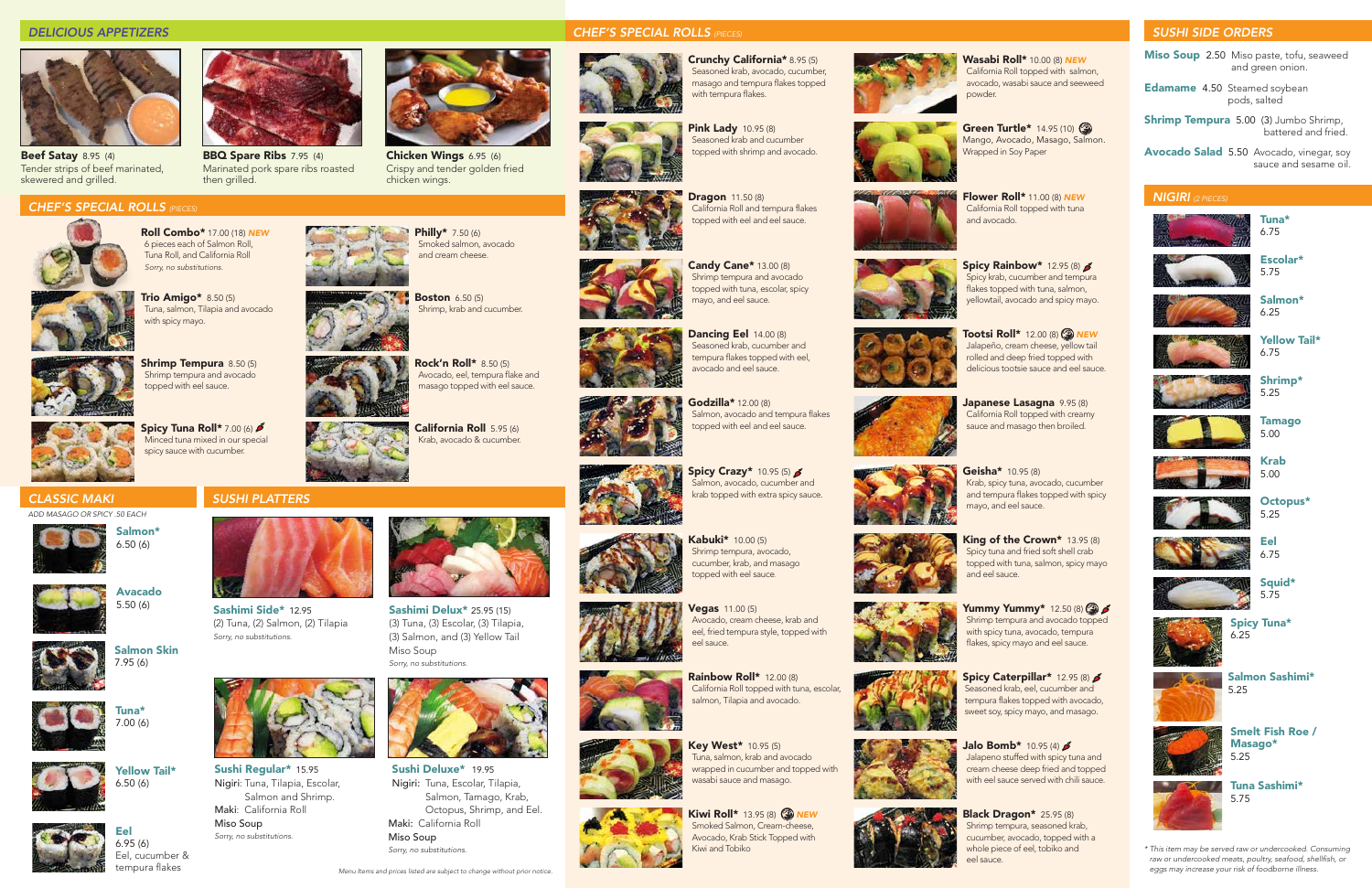## DELICIOUS APPETIZERS

**Beef Satay** 8.95 (4)
Tender strips of beef marinated, skewered and grilled.

**BBQ Spare Ribs** 7.95 (4)
Marinated pork spare ribs roasted then grilled.

**Chicken Wings** 6.95 (6)
Crispy and tender golden fried chicken wings.

## CHEF'S SPECIAL ROLLS *(PIECES)*

**Roll Combo*** 17.00 (18) *NEW*
6 pieces each of Salmon Roll, Tuna Roll, and California Roll
*Sorry, no substitutions.*

**Trio Amigo*** 8.50 (5)
Tuna, salmon, Tilapia and avocado with spicy mayo.

**Shrimp Tempura** 8.50 (5)
Shrimp tempura and avocado topped with eel sauce.

**Spicy Tuna Roll*** 7.00 (6)
Minced tuna mixed in our special spicy sauce with cucumber.

**Philly*** 7.50 (6)
Smoked salmon, avocado and cream cheese.

**Boston** 6.50 (5)
Shrimp, krab and cucumber.

**Rock'n Roll*** 8.50 (5)
Avocado, eel, tempura flake and masago topped with eel sauce.

**California Roll** 5.95 (6)
Krab, avocado & cucumber.

## CLASSIC MAKI

*ADD MASAGO OR SPICY .50 EACH*

**Salmon*** 6.50 (6)

**Avacado** 5.50 (6)

**Salmon Skin** 7.95 (6)

**Tuna*** 7.00 (6)

**Yellow Tail*** 6.50 (6)

**Eel** 6.95 (6)
Eel, cucumber & tempura flakes

## SUSHI PLATTERS

**Sashimi Side*** 12.95
(2) Tuna, (2) Salmon, (2) Tilapia
*Sorry, no substitutions.*

**Sashimi Delux*** 25.95 (15)
(3) Tuna, (3) Escolar, (3) Tilapia, (3) Salmon, and (3) Yellow Tail
Miso Soup
*Sorry, no substitutions.*

**Sushi Regular*** 15.95
Nigiri: Tuna, Tilapia, Escolar, Salmon and Shrimp.
Maki: California Roll
Miso Soup
*Sorry, no substitutions.*

**Sushi Deluxe*** 19.95
Nigiri: Tuna, Escolar, Tilapia, Salmon, Tamago, Krab, Octopus, Shrimp, and Eel.
Maki: California Roll
Miso Soup
*Sorry, no substitutions.*

*Menu items and prices listed are subject to change without prior notice.*

## CHEF'S SPECIAL ROLLS *(PIECES)*

**Crunchy California*** 8.95 (5)
Seasoned krab, avocado, cucumber, masago and tempura flakes topped with tempura flakes.

**Pink Lady** 10.95 (8)
Seasoned krab and cucumber topped with shrimp and avocado.

**Dragon** 11.50 (8)
California Roll and tempura flakes topped with eel and eel sauce.

**Candy Cane*** 13.00 (8)
Shrimp tempura and avocado topped with tuna, escolar, spicy mayo, and eel sauce.

**Dancing Eel** 14.00 (8)
Seasoned krab, cucumber and tempura flakes topped with eel, avocado and eel sauce.

**Godzilla*** 12.00 (8)
Salmon, avocado and tempura flakes topped with eel and eel sauce.

**Spicy Crazy*** 10.95 (5)
Salmon, avocado, cucumber and krab topped with extra spicy sauce.

**Kabuki*** 10.00 (5)
Shrimp tempura, avocado, cucumber, krab, and masago topped with eel sauce.

**Vegas** 11.00 (5)
Avocado, cream cheese, krab and eel, fried tempura style, topped with eel sauce.

**Rainbow Roll*** 12.00 (8)
California Roll topped with tuna, escolar, salmon, Tilapia and avocado.

**Key West*** 10.95 (5)
Tuna, salmon, krab and avocado wrapped in cucumber and topped with wasabi sauce and masago.

**Kiwi Roll*** 13.95 (8) *NEW*
Smoked Salmon, Cream-cheese, Avocado, Krab Stick Topped with Kiwi and Tobiko

**Wasabi Roll*** 10.00 (8) *NEW*
California Roll topped with salmon, avocado, wasabi sauce and seeweed powder.

**Green Turtle*** 14.95 (10)
Mango, Avocado, Masago, Salmon. Wrapped in Soy Paper

**Flower Roll*** 11.00 (8) *NEW*
California Roll topped with tuna and avocado.

**Spicy Rainbow*** 12.95 (8)
Spicy krab, cucumber and tempura flakes topped with tuna, salmon, yellowtail, avocado and spicy mayo.

**Tootsi Roll*** 12.00 (8) *NEW*
Jalapeño, cream cheese, yellow tail rolled and deep fried topped with delicious tootsie sauce and eel sauce.

**Japanese Lasagna** 9.95 (8)
California Roll topped with creamy sauce and masago then broiled.

**Geisha*** 10.95 (8)
Krab, spicy tuna, avocado, cucumber and tempura flakes topped with spicy mayo, and eel sauce.

**King of the Crown*** 13.95 (8)
Spicy tuna and fried soft shell crab topped with tuna, salmon, spicy mayo and eel sauce.

**Yummy Yummy*** 12.50 (8)
Shrimp tempura and avocado topped with spicy tuna, avocado, tempura flakes, spicy mayo and eel sauce.

**Spicy Caterpillar*** 12.95 (8)
Seasoned krab, eel, cucumber and tempura flakes topped with avocado, sweet soy, spicy mayo, and masago.

**Jalo Bomb*** 10.95 (4)
Jalapeno stuffed with spicy tuna and cream cheese deep fried and topped with eel sauce served with chili sauce.

**Black Dragon*** 25.95 (8)
Shrimp tempura, seasoned krab, cucumber, avocado, topped with a whole piece of eel, tobiko and eel sauce.

## SUSHI SIDE ORDERS

**Miso Soup** 2.50 Miso paste, tofu, seaweed and green onion.

**Edamame** 4.50 Steamed soybean pods, salted

**Shrimp Tempura** 5.00 (3) Jumbo Shrimp, battered and fried.

**Avocado Salad** 5.50 Avocado, vinegar, soy sauce and sesame oil.

## NIGIRI *(2 PIECES)*

**Tuna*** 6.75

**Escolar*** 5.75

**Salmon*** 6.25

**Yellow Tail*** 6.75

**Shrimp*** 5.25

**Tamago** 5.00

**Krab** 5.00

**Octopus*** 5.25

**Eel** 6.75

**Squid*** 5.75

**Spicy Tuna*** 6.25

**Salmon Sashimi*** 5.25

**Smelt Fish Roe / Masago*** 5.25

**Tuna Sashimi*** 5.75

*\* This item may be served raw or undercooked. Consuming raw or undercooked meats, poultry, seafood, shellfish, or eggs may increase your risk of foodborne illness.*